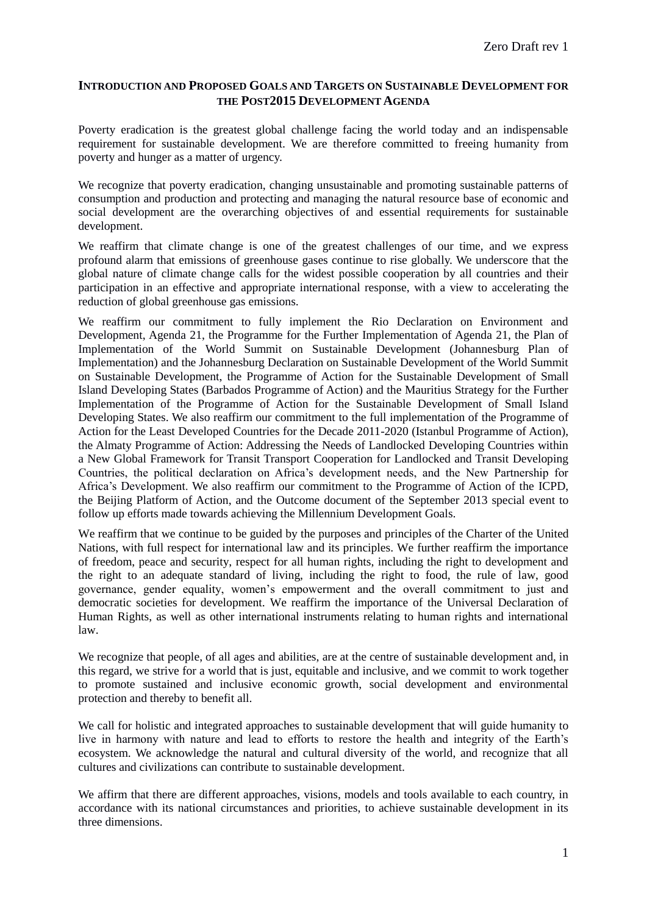## INTRODUCTION AND PROPOSED GOALS AND TARGETS ON SUSTAINABLE DEVELOPMENT FOR THE POST2015 DEVELOPMENT AGENDA

Poverty eradication is the greatest global challenge facing the world today and an indispensable requirement for sustainable development. We are therefore committed to freeing humanity from poverty and hunger as a matter of urgency.

We recognize that poverty eradication, changing unsustainable and promoting sustainable patterns of consumption and production and protecting and managing the natural resource base of economic and social development are the overarching objectives of and essential requirements for sustainable development.

We reaffirm that climate change is one of the greatest challenges of our time, and we express profound alarm that emissions of greenhouse gases continue to rise globally. We underscore that the global nature of climate change calls for the widest possible cooperation by all countries and their participation in an effective and appropriate international response, with a view to accelerating the reduction of global greenhouse gas emissions.

We reaffirm our commitment to fully implement the Rio Declaration on Environment and Development, Agenda 21, the Programme for the Further Implementation of Agenda 21, the Plan of Implementation of the World Summit on Sustainable Development (Johannesburg Plan of Implementation) and the Johannesburg Declaration on Sustainable Development of the World Summit on Sustainable Development, the Programme of Action for the Sustainable Development of Small Island Developing States (Barbados Programme of Action) and the Mauritius Strategy for the Further Implementation of the Programme of Action for the Sustainable Development of Small Island Developing States. We also reaffirm our commitment to the full implementation of the Programme of Action for the Least Developed Countries for the Decade 2011-2020 (Istanbul Programme of Action), the Almaty Programme of Action: Addressing the Needs of Landlocked Developing Countries within a New Global Framework for Transit Transport Cooperation for Landlocked and Transit Developing Countries, the political declaration on Africa's development needs, and the New Partnership for Africa's Development. We also reaffirm our commitment to the Programme of Action of the ICPD, the Beijing Platform of Action, and the Outcome document of the September 2013 special event to follow up efforts made towards achieving the Millennium Development Goals.

We reaffirm that we continue to be guided by the purposes and principles of the Charter of the United Nations, with full respect for international law and its principles. We further reaffirm the importance of freedom, peace and security, respect for all human rights, including the right to development and the right to an adequate standard of living, including the right to food, the rule of law, good governance, gender equality, women's empowerment and the overall commitment to just and democratic societies for development. We reaffirm the importance of the Universal Declaration of Human Rights, as well as other international instruments relating to human rights and international law.

We recognize that people, of all ages and abilities, are at the centre of sustainable development and, in this regard, we strive for a world that is just, equitable and inclusive, and we commit to work together to promote sustained and inclusive economic growth, social development and environmental protection and thereby to benefit all.

We call for holistic and integrated approaches to sustainable development that will guide humanity to live in harmony with nature and lead to efforts to restore the health and integrity of the Earth's ecosystem. We acknowledge the natural and cultural diversity of the world, and recognize that all cultures and civilizations can contribute to sustainable development.

We affirm that there are different approaches, visions, models and tools available to each country, in accordance with its national circumstances and priorities, to achieve sustainable development in its three dimensions.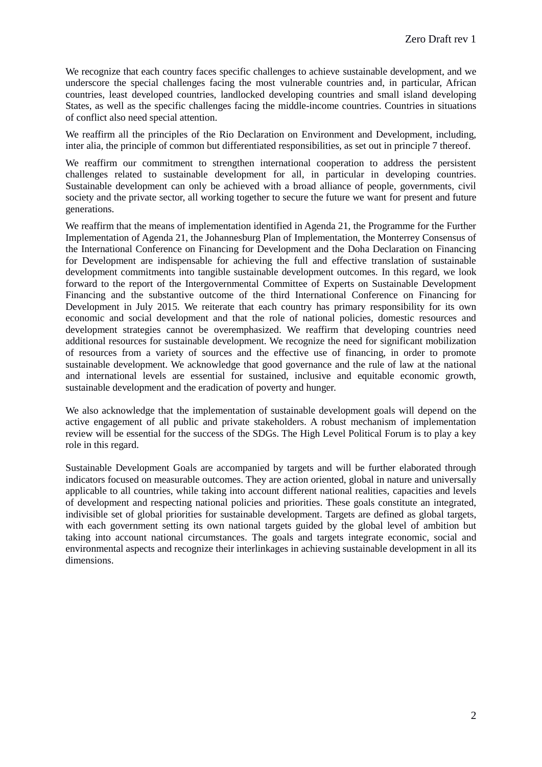We recognize that each country faces specific challenges to achieve sustainable development, and we underscore the special challenges facing the most vulnerable countries and, in particular, African countries, least developed countries, landlocked developing countries and small island developing States, as well as the specific challenges facing the middle-income countries. Countries in situations of conflict also need special attention.

We reaffirm all the principles of the Rio Declaration on Environment and Development, including, inter alia, the principle of common but differentiated responsibilities, as set out in principle 7 thereof.

We reaffirm our commitment to strengthen international cooperation to address the persistent challenges related to sustainable development for all, in particular in developing countries. Sustainable development can only be achieved with a broad alliance of people, governments, civil society and the private sector, all working together to secure the future we want for present and future generations.

We reaffirm that the means of implementation identified in Agenda 21, the Programme for the Further Implementation of Agenda 21, the Johannesburg Plan of Implementation, the Monterrey Consensus of the International Conference on Financing for Development and the Doha Declaration on Financing for Development are indispensable for achieving the full and effective translation of sustainable development commitments into tangible sustainable development outcomes. In this regard, we look forward to the report of the Intergovernmental Committee of Experts on Sustainable Development Financing and the substantive outcome of the third International Conference on Financing for Development in July 2015. We reiterate that each country has primary responsibility for its own economic and social development and that the role of national policies, domestic resources and development strategies cannot be overemphasized. We reaffirm that developing countries need additional resources for sustainable development. We recognize the need for significant mobilization of resources from a variety of sources and the effective use of financing, in order to promote sustainable development. We acknowledge that good governance and the rule of law at the national and international levels are essential for sustained, inclusive and equitable economic growth, sustainable development and the eradication of poverty and hunger.

We also acknowledge that the implementation of sustainable development goals will depend on the active engagement of all public and private stakeholders. A robust mechanism of implementation review will be essential for the success of the SDGs. The High Level Political Forum is to play a key role in this regard.

Sustainable Development Goals are accompanied by targets and will be further elaborated through indicators focused on measurable outcomes. They are action oriented, global in nature and universally applicable to all countries, while taking into account different national realities, capacities and levels of development and respecting national policies and priorities. These goals constitute an integrated, indivisible set of global priorities for sustainable development. Targets are defined as global targets, with each government setting its own national targets guided by the global level of ambition but taking into account national circumstances. The goals and targets integrate economic, social and environmental aspects and recognize their interlinkages in achieving sustainable development in all its dimensions.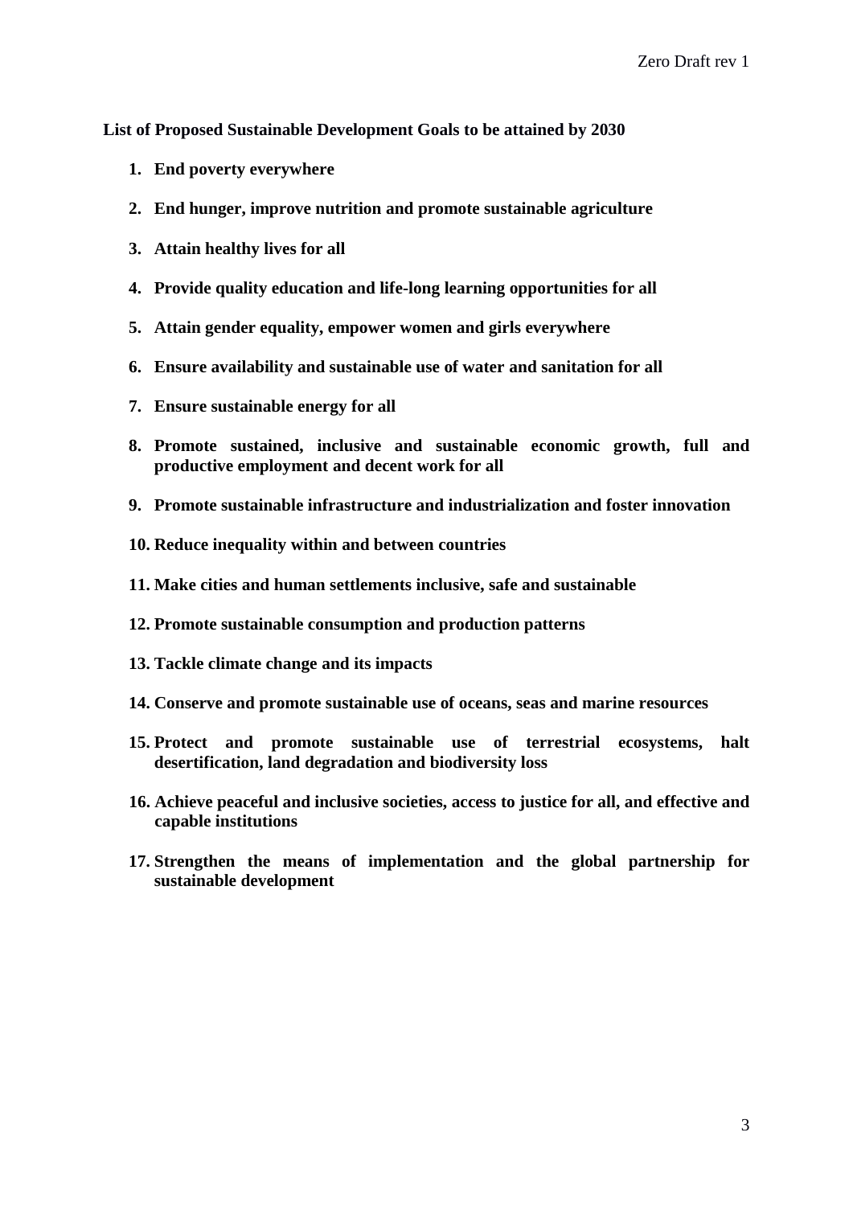**List of Proposed Sustainable Development Goals to be attained by 2030**

1. **End poverty everywhere**
2. **End hunger, improve nutrition and promote sustainable agriculture**
3. **Attain healthy lives for all**
4. **Provide quality education and life-long learning opportunities for all**
5. **Attain gender equality, empower women and girls everywhere**
6. **Ensure availability and sustainable use of water and sanitation for all**
7. **Ensure sustainable energy for all**
8. **Promote sustained, inclusive and sustainable economic growth, full and productive employment and decent work for all**
9. **Promote sustainable infrastructure and industrialization and foster innovation**
10. **Reduce inequality within and between countries**
11. **Make cities and human settlements inclusive, safe and sustainable**
12. **Promote sustainable consumption and production patterns**
13. **Tackle climate change and its impacts**
14. **Conserve and promote sustainable use of oceans, seas and marine resources**
15. **Protect and promote sustainable use of terrestrial ecosystems, halt desertification, land degradation and biodiversity loss**
16. **Achieve peaceful and inclusive societies, access to justice for all, and effective and capable institutions**
17. **Strengthen the means of implementation and the global partnership for sustainable development**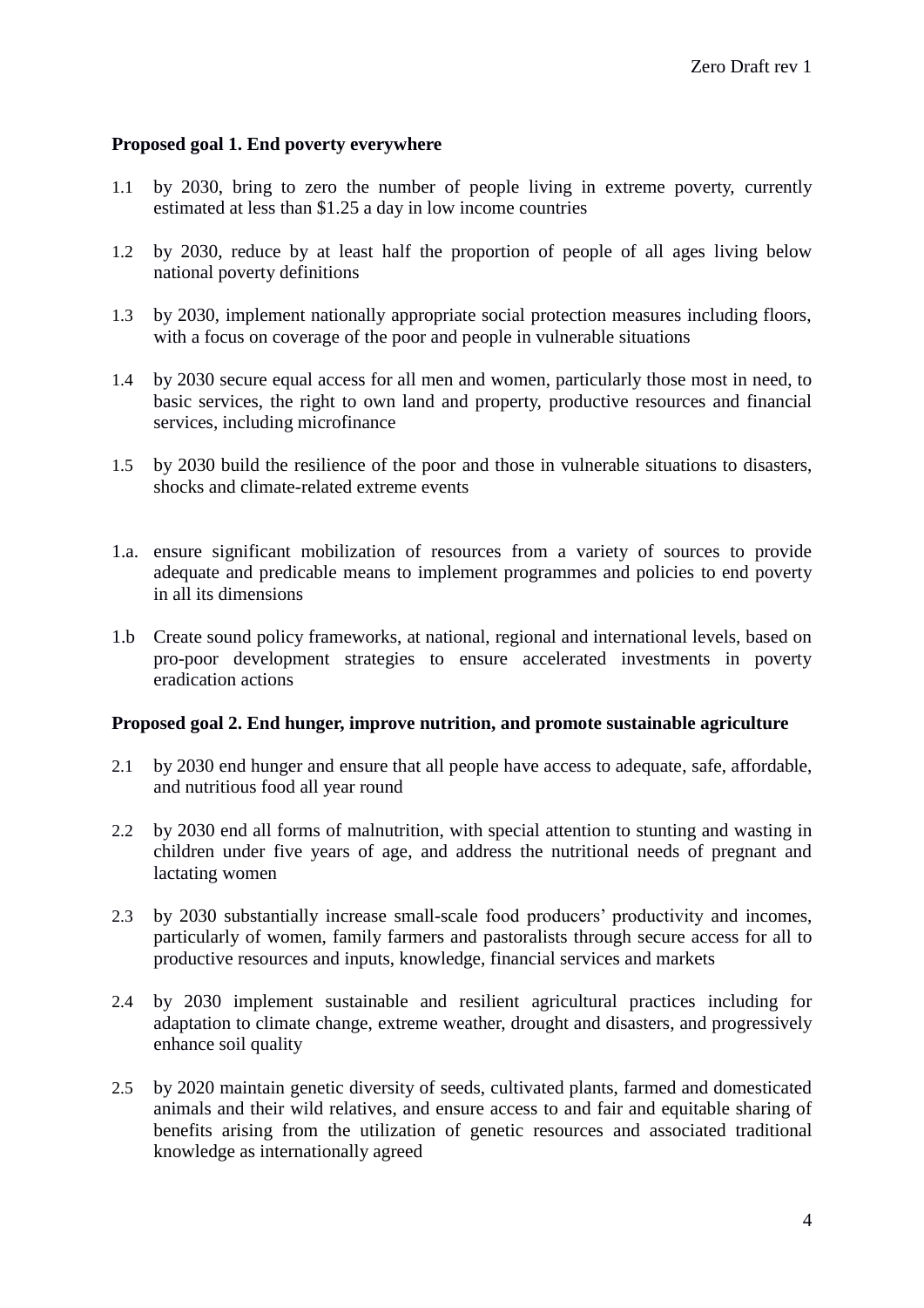**Proposed goal 1. End poverty everywhere**

1.1 by 2030, bring to zero the number of people living in extreme poverty, currently estimated at less than $1.25 a day in low income countries

1.2 by 2030, reduce by at least half the proportion of people of all ages living below national poverty definitions

1.3 by 2030, implement nationally appropriate social protection measures including floors, with a focus on coverage of the poor and people in vulnerable situations

1.4 by 2030 secure equal access for all men and women, particularly those most in need, to basic services, the right to own land and property, productive resources and financial services, including microfinance

1.5 by 2030 build the resilience of the poor and those in vulnerable situations to disasters, shocks and climate-related extreme events

1.a. ensure significant mobilization of resources from a variety of sources to provide adequate and predicable means to implement programmes and policies to end poverty in all its dimensions

1.b Create sound policy frameworks, at national, regional and international levels, based on pro-poor development strategies to ensure accelerated investments in poverty eradication actions

**Proposed goal 2. End hunger, improve nutrition, and promote sustainable agriculture**

2.1 by 2030 end hunger and ensure that all people have access to adequate, safe, affordable, and nutritious food all year round

2.2 by 2030 end all forms of malnutrition, with special attention to stunting and wasting in children under five years of age, and address the nutritional needs of pregnant and lactating women

2.3 by 2030 substantially increase small-scale food producers' productivity and incomes, particularly of women, family farmers and pastoralists through secure access for all to productive resources and inputs, knowledge, financial services and markets

2.4 by 2030 implement sustainable and resilient agricultural practices including for adaptation to climate change, extreme weather, drought and disasters, and progressively enhance soil quality

2.5 by 2020 maintain genetic diversity of seeds, cultivated plants, farmed and domesticated animals and their wild relatives, and ensure access to and fair and equitable sharing of benefits arising from the utilization of genetic resources and associated traditional knowledge as internationally agreed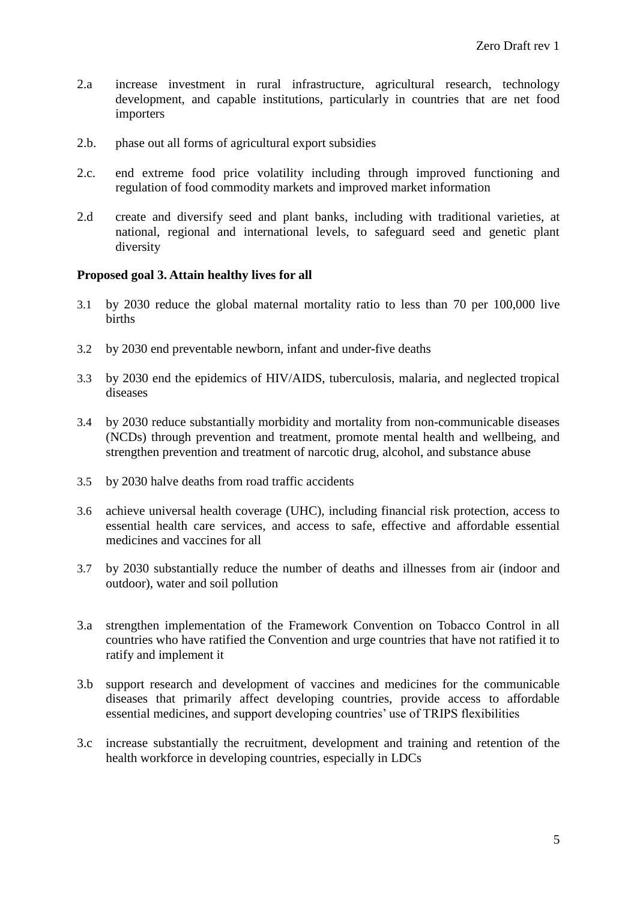2.a increase investment in rural infrastructure, agricultural research, technology development, and capable institutions, particularly in countries that are net food importers

2.b. phase out all forms of agricultural export subsidies

2.c. end extreme food price volatility including through improved functioning and regulation of food commodity markets and improved market information

2.d create and diversify seed and plant banks, including with traditional varieties, at national, regional and international levels, to safeguard seed and genetic plant diversity

**Proposed goal 3. Attain healthy lives for all**

3.1 by 2030 reduce the global maternal mortality ratio to less than 70 per 100,000 live births

3.2 by 2030 end preventable newborn, infant and under-five deaths

3.3 by 2030 end the epidemics of HIV/AIDS, tuberculosis, malaria, and neglected tropical diseases

3.4 by 2030 reduce substantially morbidity and mortality from non-communicable diseases (NCDs) through prevention and treatment, promote mental health and wellbeing, and strengthen prevention and treatment of narcotic drug, alcohol, and substance abuse

3.5 by 2030 halve deaths from road traffic accidents

3.6 achieve universal health coverage (UHC), including financial risk protection, access to essential health care services, and access to safe, effective and affordable essential medicines and vaccines for all

3.7 by 2030 substantially reduce the number of deaths and illnesses from air (indoor and outdoor), water and soil pollution

3.a strengthen implementation of the Framework Convention on Tobacco Control in all countries who have ratified the Convention and urge countries that have not ratified it to ratify and implement it

3.b support research and development of vaccines and medicines for the communicable diseases that primarily affect developing countries, provide access to affordable essential medicines, and support developing countries' use of TRIPS flexibilities

3.c increase substantially the recruitment, development and training and retention of the health workforce in developing countries, especially in LDCs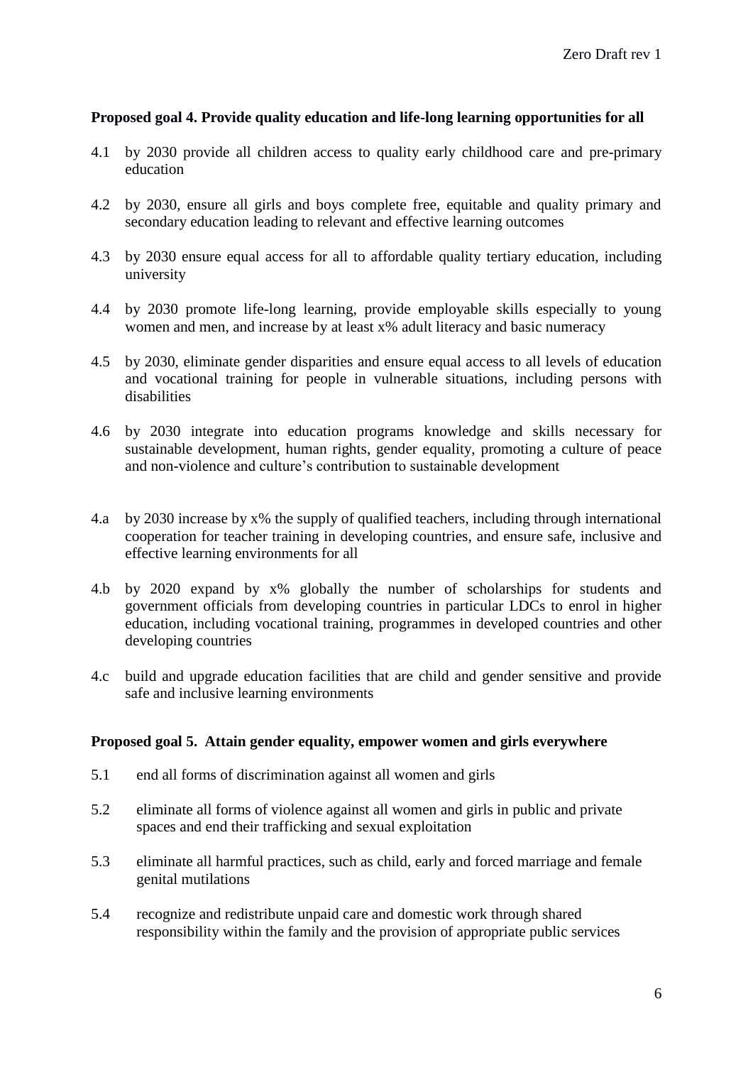**Proposed goal 4. Provide quality education and life-long learning opportunities for all**

4.1 by 2030 provide all children access to quality early childhood care and pre-primary education

4.2 by 2030, ensure all girls and boys complete free, equitable and quality primary and secondary education leading to relevant and effective learning outcomes

4.3 by 2030 ensure equal access for all to affordable quality tertiary education, including university

4.4 by 2030 promote life-long learning, provide employable skills especially to young women and men, and increase by at least x% adult literacy and basic numeracy

4.5 by 2030, eliminate gender disparities and ensure equal access to all levels of education and vocational training for people in vulnerable situations, including persons with disabilities

4.6 by 2030 integrate into education programs knowledge and skills necessary for sustainable development, human rights, gender equality, promoting a culture of peace and non-violence and culture's contribution to sustainable development

4.a by 2030 increase by x% the supply of qualified teachers, including through international cooperation for teacher training in developing countries, and ensure safe, inclusive and effective learning environments for all

4.b by 2020 expand by x% globally the number of scholarships for students and government officials from developing countries in particular LDCs to enrol in higher education, including vocational training, programmes in developed countries and other developing countries

4.c build and upgrade education facilities that are child and gender sensitive and provide safe and inclusive learning environments

**Proposed goal 5. Attain gender equality, empower women and girls everywhere**

5.1 end all forms of discrimination against all women and girls

5.2 eliminate all forms of violence against all women and girls in public and private spaces and end their trafficking and sexual exploitation

5.3 eliminate all harmful practices, such as child, early and forced marriage and female genital mutilations

5.4 recognize and redistribute unpaid care and domestic work through shared responsibility within the family and the provision of appropriate public services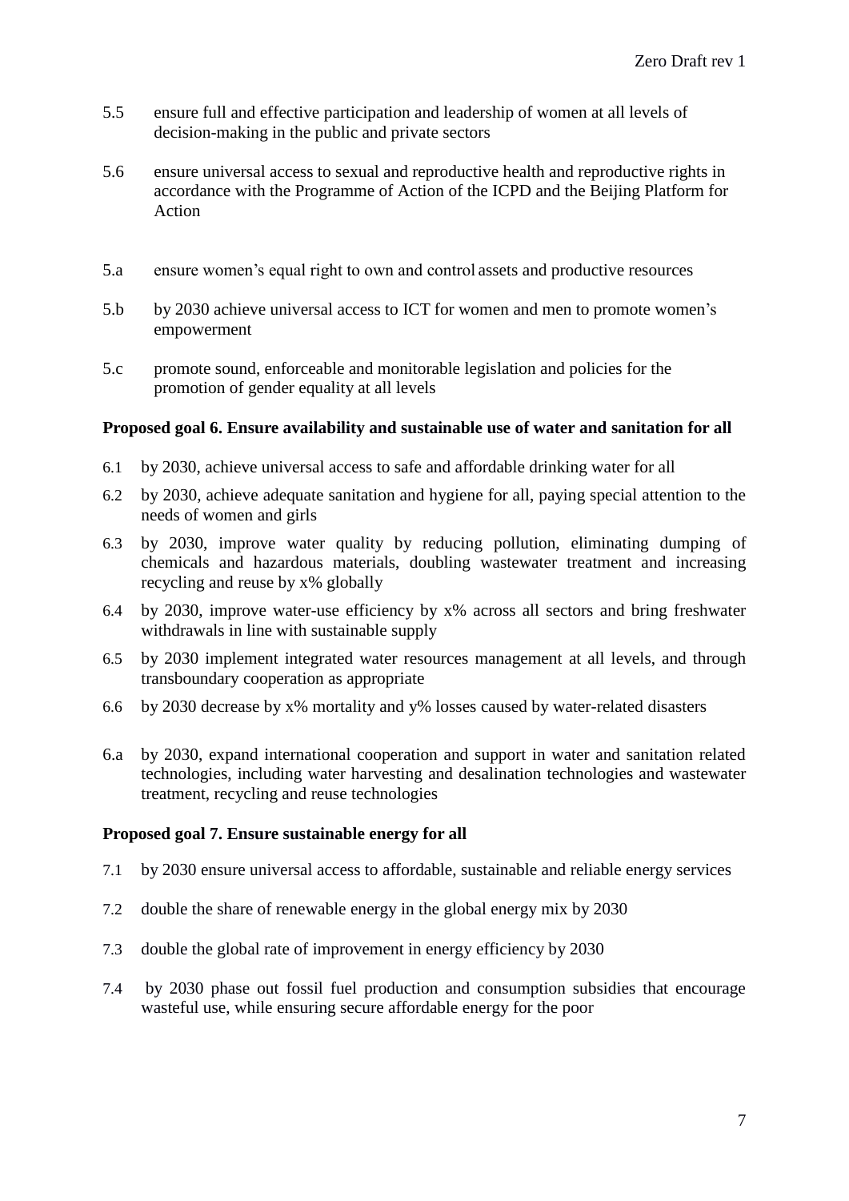5.5 ensure full and effective participation and leadership of women at all levels of decision-making in the public and private sectors

5.6 ensure universal access to sexual and reproductive health and reproductive rights in accordance with the Programme of Action of the ICPD and the Beijing Platform for Action

5.a ensure women's equal right to own and control assets and productive resources

5.b by 2030 achieve universal access to ICT for women and men to promote women's empowerment

5.c promote sound, enforceable and monitorable legislation and policies for the promotion of gender equality at all levels

**Proposed goal 6. Ensure availability and sustainable use of water and sanitation for all**

6.1 by 2030, achieve universal access to safe and affordable drinking water for all

6.2 by 2030, achieve adequate sanitation and hygiene for all, paying special attention to the needs of women and girls

6.3 by 2030, improve water quality by reducing pollution, eliminating dumping of chemicals and hazardous materials, doubling wastewater treatment and increasing recycling and reuse by x% globally

6.4 by 2030, improve water-use efficiency by x% across all sectors and bring freshwater withdrawals in line with sustainable supply

6.5 by 2030 implement integrated water resources management at all levels, and through transboundary cooperation as appropriate

6.6 by 2030 decrease by x% mortality and y% losses caused by water-related disasters

6.a by 2030, expand international cooperation and support in water and sanitation related technologies, including water harvesting and desalination technologies and wastewater treatment, recycling and reuse technologies

**Proposed goal 7. Ensure sustainable energy for all**

7.1 by 2030 ensure universal access to affordable, sustainable and reliable energy services

7.2 double the share of renewable energy in the global energy mix by 2030

7.3 double the global rate of improvement in energy efficiency by 2030

7.4 by 2030 phase out fossil fuel production and consumption subsidies that encourage wasteful use, while ensuring secure affordable energy for the poor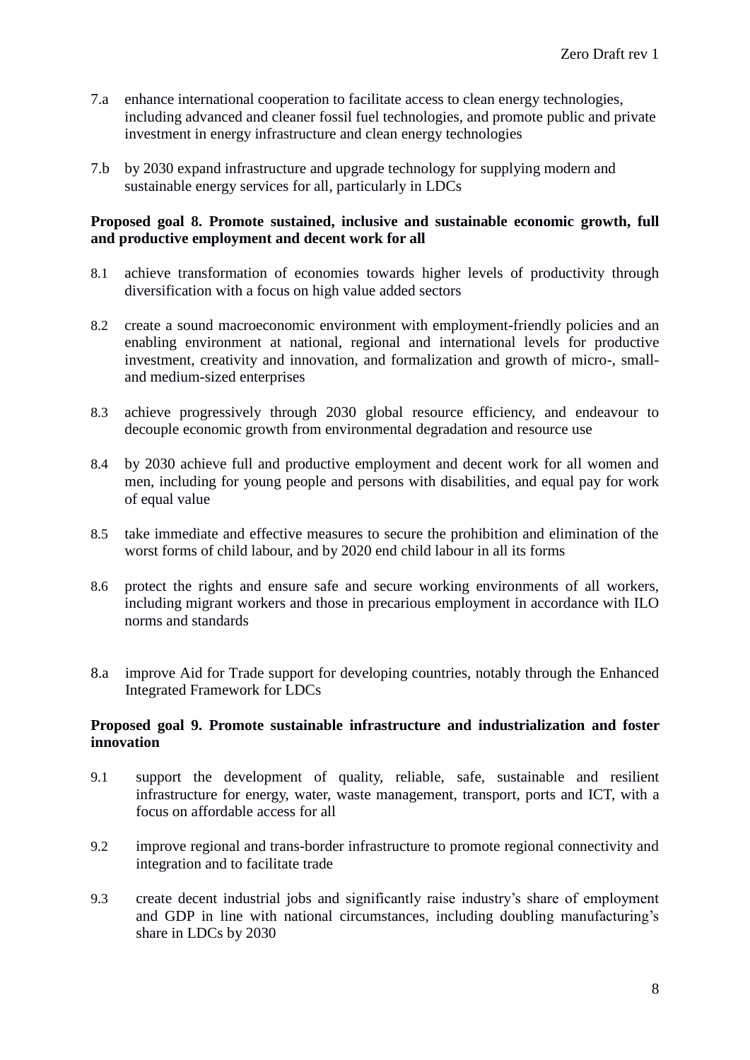7.a enhance international cooperation to facilitate access to clean energy technologies, including advanced and cleaner fossil fuel technologies, and promote public and private investment in energy infrastructure and clean energy technologies

7.b by 2030 expand infrastructure and upgrade technology for supplying modern and sustainable energy services for all, particularly in LDCs

**Proposed goal 8. Promote sustained, inclusive and sustainable economic growth, full and productive employment and decent work for all**

8.1 achieve transformation of economies towards higher levels of productivity through diversification with a focus on high value added sectors

8.2 create a sound macroeconomic environment with employment-friendly policies and an enabling environment at national, regional and international levels for productive investment, creativity and innovation, and formalization and growth of micro-, small- and medium-sized enterprises

8.3 achieve progressively through 2030 global resource efficiency, and endeavour to decouple economic growth from environmental degradation and resource use

8.4 by 2030 achieve full and productive employment and decent work for all women and men, including for young people and persons with disabilities, and equal pay for work of equal value

8.5 take immediate and effective measures to secure the prohibition and elimination of the worst forms of child labour, and by 2020 end child labour in all its forms

8.6 protect the rights and ensure safe and secure working environments of all workers, including migrant workers and those in precarious employment in accordance with ILO norms and standards

8.a improve Aid for Trade support for developing countries, notably through the Enhanced Integrated Framework for LDCs

**Proposed goal 9. Promote sustainable infrastructure and industrialization and foster innovation**

9.1 support the development of quality, reliable, safe, sustainable and resilient infrastructure for energy, water, waste management, transport, ports and ICT, with a focus on affordable access for all

9.2 improve regional and trans-border infrastructure to promote regional connectivity and integration and to facilitate trade

9.3 create decent industrial jobs and significantly raise industry's share of employment and GDP in line with national circumstances, including doubling manufacturing's share in LDCs by 2030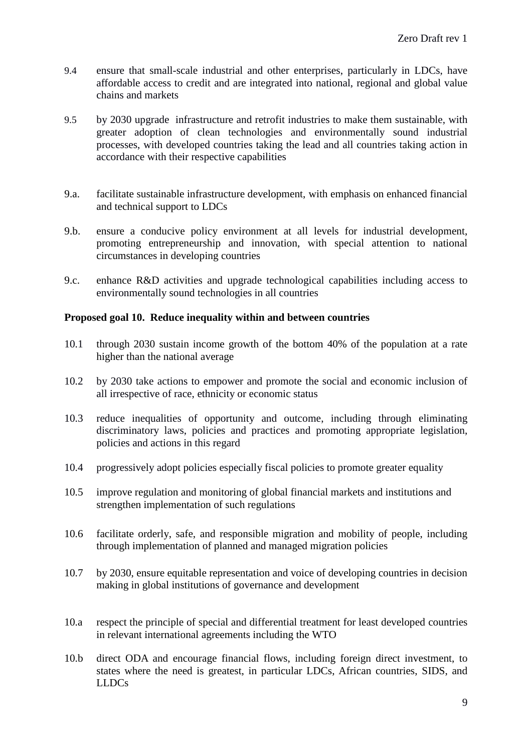9.4 ensure that small-scale industrial and other enterprises, particularly in LDCs, have affordable access to credit and are integrated into national, regional and global value chains and markets

9.5 by 2030 upgrade infrastructure and retrofit industries to make them sustainable, with greater adoption of clean technologies and environmentally sound industrial processes, with developed countries taking the lead and all countries taking action in accordance with their respective capabilities

9.a. facilitate sustainable infrastructure development, with emphasis on enhanced financial and technical support to LDCs

9.b. ensure a conducive policy environment at all levels for industrial development, promoting entrepreneurship and innovation, with special attention to national circumstances in developing countries

9.c. enhance R&D activities and upgrade technological capabilities including access to environmentally sound technologies in all countries

**Proposed goal 10. Reduce inequality within and between countries**

10.1 through 2030 sustain income growth of the bottom 40% of the population at a rate higher than the national average

10.2 by 2030 take actions to empower and promote the social and economic inclusion of all irrespective of race, ethnicity or economic status

10.3 reduce inequalities of opportunity and outcome, including through eliminating discriminatory laws, policies and practices and promoting appropriate legislation, policies and actions in this regard

10.4 progressively adopt policies especially fiscal policies to promote greater equality

10.5 improve regulation and monitoring of global financial markets and institutions and strengthen implementation of such regulations

10.6 facilitate orderly, safe, and responsible migration and mobility of people, including through implementation of planned and managed migration policies

10.7 by 2030, ensure equitable representation and voice of developing countries in decision making in global institutions of governance and development

10.a respect the principle of special and differential treatment for least developed countries in relevant international agreements including the WTO

10.b direct ODA and encourage financial flows, including foreign direct investment, to states where the need is greatest, in particular LDCs, African countries, SIDS, and LLDCs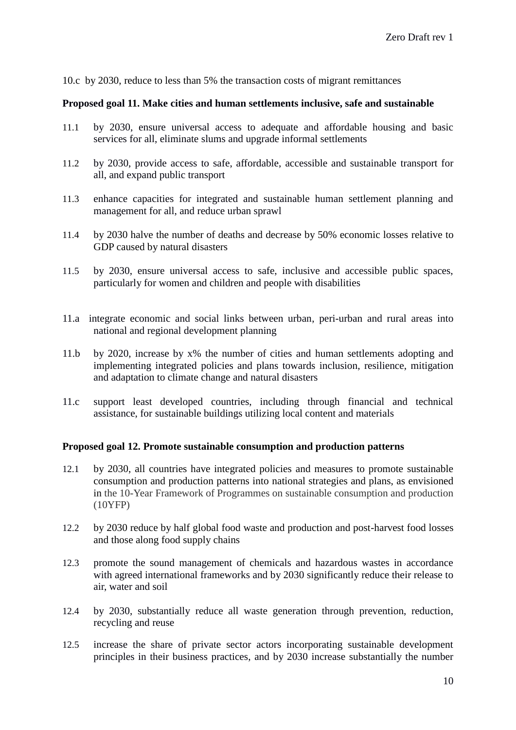10.c by 2030, reduce to less than 5% the transaction costs of migrant remittances

**Proposed goal 11. Make cities and human settlements inclusive, safe and sustainable**

11.1 by 2030, ensure universal access to adequate and affordable housing and basic services for all, eliminate slums and upgrade informal settlements

11.2 by 2030, provide access to safe, affordable, accessible and sustainable transport for all, and expand public transport

11.3 enhance capacities for integrated and sustainable human settlement planning and management for all, and reduce urban sprawl

11.4 by 2030 halve the number of deaths and decrease by 50% economic losses relative to GDP caused by natural disasters

11.5 by 2030, ensure universal access to safe, inclusive and accessible public spaces, particularly for women and children and people with disabilities

11.a integrate economic and social links between urban, peri-urban and rural areas into national and regional development planning

11.b by 2020, increase by x% the number of cities and human settlements adopting and implementing integrated policies and plans towards inclusion, resilience, mitigation and adaptation to climate change and natural disasters

11.c support least developed countries, including through financial and technical assistance, for sustainable buildings utilizing local content and materials

**Proposed goal 12. Promote sustainable consumption and production patterns**

12.1 by 2030, all countries have integrated policies and measures to promote sustainable consumption and production patterns into national strategies and plans, as envisioned in the 10-Year Framework of Programmes on sustainable consumption and production (10YFP)

12.2 by 2030 reduce by half global food waste and production and post-harvest food losses and those along food supply chains

12.3 promote the sound management of chemicals and hazardous wastes in accordance with agreed international frameworks and by 2030 significantly reduce their release to air, water and soil

12.4 by 2030, substantially reduce all waste generation through prevention, reduction, recycling and reuse

12.5 increase the share of private sector actors incorporating sustainable development principles in their business practices, and by 2030 increase substantially the number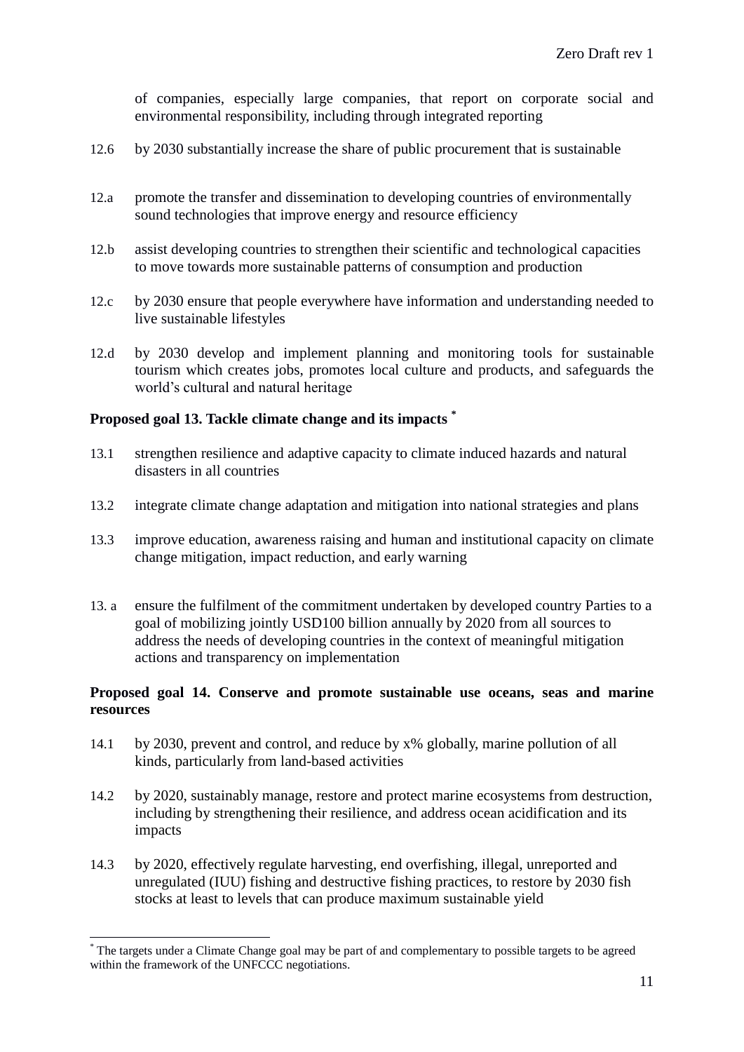of companies, especially large companies, that report on corporate social and environmental responsibility, including through integrated reporting

12.6 by 2030 substantially increase the share of public procurement that is sustainable

12.a promote the transfer and dissemination to developing countries of environmentally sound technologies that improve energy and resource efficiency

12.b assist developing countries to strengthen their scientific and technological capacities to move towards more sustainable patterns of consumption and production

12.c by 2030 ensure that people everywhere have information and understanding needed to live sustainable lifestyles

12.d by 2030 develop and implement planning and monitoring tools for sustainable tourism which creates jobs, promotes local culture and products, and safeguards the world's cultural and natural heritage

**Proposed goal 13. Tackle climate change and its impacts** *

13.1 strengthen resilience and adaptive capacity to climate induced hazards and natural disasters in all countries

13.2 integrate climate change adaptation and mitigation into national strategies and plans

13.3 improve education, awareness raising and human and institutional capacity on climate change mitigation, impact reduction, and early warning

13. a ensure the fulfilment of the commitment undertaken by developed country Parties to a goal of mobilizing jointly USD100 billion annually by 2020 from all sources to address the needs of developing countries in the context of meaningful mitigation actions and transparency on implementation

**Proposed goal 14. Conserve and promote sustainable use oceans, seas and marine resources**

14.1 by 2030, prevent and control, and reduce by x% globally, marine pollution of all kinds, particularly from land-based activities

14.2 by 2020, sustainably manage, restore and protect marine ecosystems from destruction, including by strengthening their resilience, and address ocean acidification and its impacts

14.3 by 2020, effectively regulate harvesting, end overfishing, illegal, unreported and unregulated (IUU) fishing and destructive fishing practices, to restore by 2030 fish stocks at least to levels that can produce maximum sustainable yield

---

* The targets under a Climate Change goal may be part of and complementary to possible targets to be agreed within the framework of the UNFCCC negotiations.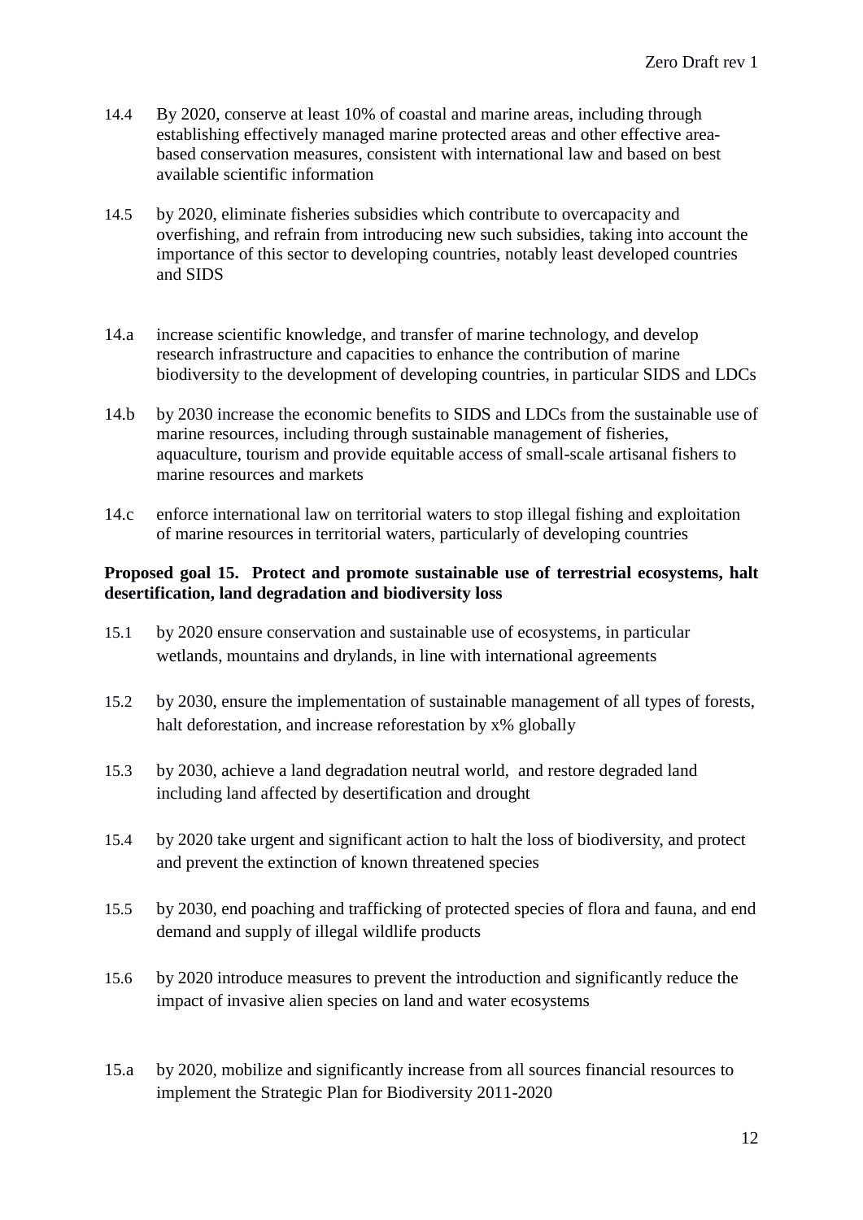14.4 By 2020, conserve at least 10% of coastal and marine areas, including through establishing effectively managed marine protected areas and other effective area-based conservation measures, consistent with international law and based on best available scientific information

14.5 by 2020, eliminate fisheries subsidies which contribute to overcapacity and overfishing, and refrain from introducing new such subsidies, taking into account the importance of this sector to developing countries, notably least developed countries and SIDS

14.a increase scientific knowledge, and transfer of marine technology, and develop research infrastructure and capacities to enhance the contribution of marine biodiversity to the development of developing countries, in particular SIDS and LDCs

14.b by 2030 increase the economic benefits to SIDS and LDCs from the sustainable use of marine resources, including through sustainable management of fisheries, aquaculture, tourism and provide equitable access of small-scale artisanal fishers to marine resources and markets

14.c enforce international law on territorial waters to stop illegal fishing and exploitation of marine resources in territorial waters, particularly of developing countries

**Proposed goal 15. Protect and promote sustainable use of terrestrial ecosystems, halt desertification, land degradation and biodiversity loss**

15.1 by 2020 ensure conservation and sustainable use of ecosystems, in particular wetlands, mountains and drylands, in line with international agreements

15.2 by 2030, ensure the implementation of sustainable management of all types of forests, halt deforestation, and increase reforestation by x% globally

15.3 by 2030, achieve a land degradation neutral world, and restore degraded land including land affected by desertification and drought

15.4 by 2020 take urgent and significant action to halt the loss of biodiversity, and protect and prevent the extinction of known threatened species

15.5 by 2030, end poaching and trafficking of protected species of flora and fauna, and end demand and supply of illegal wildlife products

15.6 by 2020 introduce measures to prevent the introduction and significantly reduce the impact of invasive alien species on land and water ecosystems

15.a by 2020, mobilize and significantly increase from all sources financial resources to implement the Strategic Plan for Biodiversity 2011-2020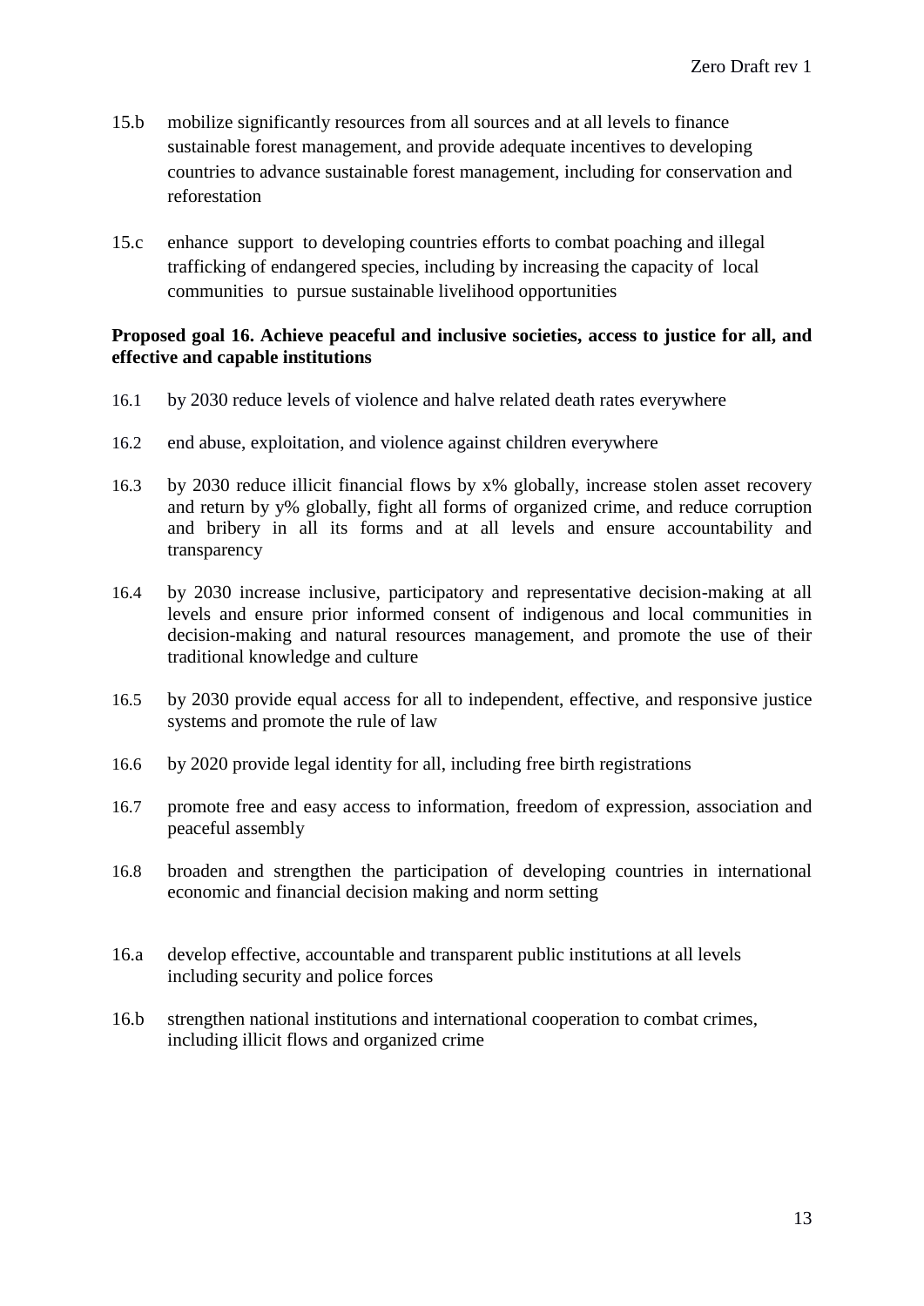15.b mobilize significantly resources from all sources and at all levels to finance sustainable forest management, and provide adequate incentives to developing countries to advance sustainable forest management, including for conservation and reforestation

15.c enhance support to developing countries efforts to combat poaching and illegal trafficking of endangered species, including by increasing the capacity of local communities to pursue sustainable livelihood opportunities

**Proposed goal 16. Achieve peaceful and inclusive societies, access to justice for all, and effective and capable institutions**

16.1 by 2030 reduce levels of violence and halve related death rates everywhere

16.2 end abuse, exploitation, and violence against children everywhere

16.3 by 2030 reduce illicit financial flows by x% globally, increase stolen asset recovery and return by y% globally, fight all forms of organized crime, and reduce corruption and bribery in all its forms and at all levels and ensure accountability and transparency

16.4 by 2030 increase inclusive, participatory and representative decision-making at all levels and ensure prior informed consent of indigenous and local communities in decision-making and natural resources management, and promote the use of their traditional knowledge and culture

16.5 by 2030 provide equal access for all to independent, effective, and responsive justice systems and promote the rule of law

16.6 by 2020 provide legal identity for all, including free birth registrations

16.7 promote free and easy access to information, freedom of expression, association and peaceful assembly

16.8 broaden and strengthen the participation of developing countries in international economic and financial decision making and norm setting

16.a develop effective, accountable and transparent public institutions at all levels including security and police forces

16.b strengthen national institutions and international cooperation to combat crimes, including illicit flows and organized crime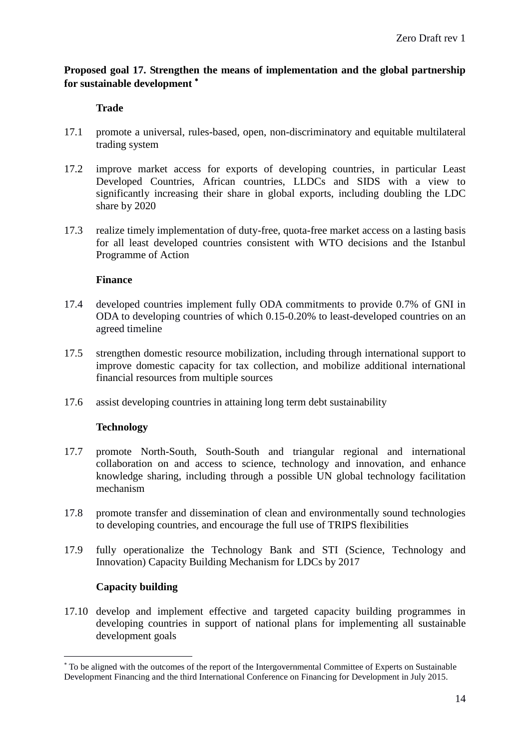**Proposed goal 17. Strengthen the means of implementation and the global partnership for sustainable development** [*]

**Trade**

17.1 promote a universal, rules-based, open, non-discriminatory and equitable multilateral trading system

17.2 improve market access for exports of developing countries, in particular Least Developed Countries, African countries, LLDCs and SIDS with a view to significantly increasing their share in global exports, including doubling the LDC share by 2020

17.3 realize timely implementation of duty-free, quota-free market access on a lasting basis for all least developed countries consistent with WTO decisions and the Istanbul Programme of Action

**Finance**

17.4 developed countries implement fully ODA commitments to provide 0.7% of GNI in ODA to developing countries of which 0.15-0.20% to least-developed countries on an agreed timeline

17.5 strengthen domestic resource mobilization, including through international support to improve domestic capacity for tax collection, and mobilize additional international financial resources from multiple sources

17.6 assist developing countries in attaining long term debt sustainability

**Technology**

17.7 promote North-South, South-South and triangular regional and international collaboration on and access to science, technology and innovation, and enhance knowledge sharing, including through a possible UN global technology facilitation mechanism

17.8 promote transfer and dissemination of clean and environmentally sound technologies to developing countries, and encourage the full use of TRIPS flexibilities

17.9 fully operationalize the Technology Bank and STI (Science, Technology and Innovation) Capacity Building Mechanism for LDCs by 2017

**Capacity building**

17.10 develop and implement effective and targeted capacity building programmes in developing countries in support of national plans for implementing all sustainable development goals

---

[*] To be aligned with the outcomes of the report of the Intergovernmental Committee of Experts on Sustainable Development Financing and the third International Conference on Financing for Development in July 2015.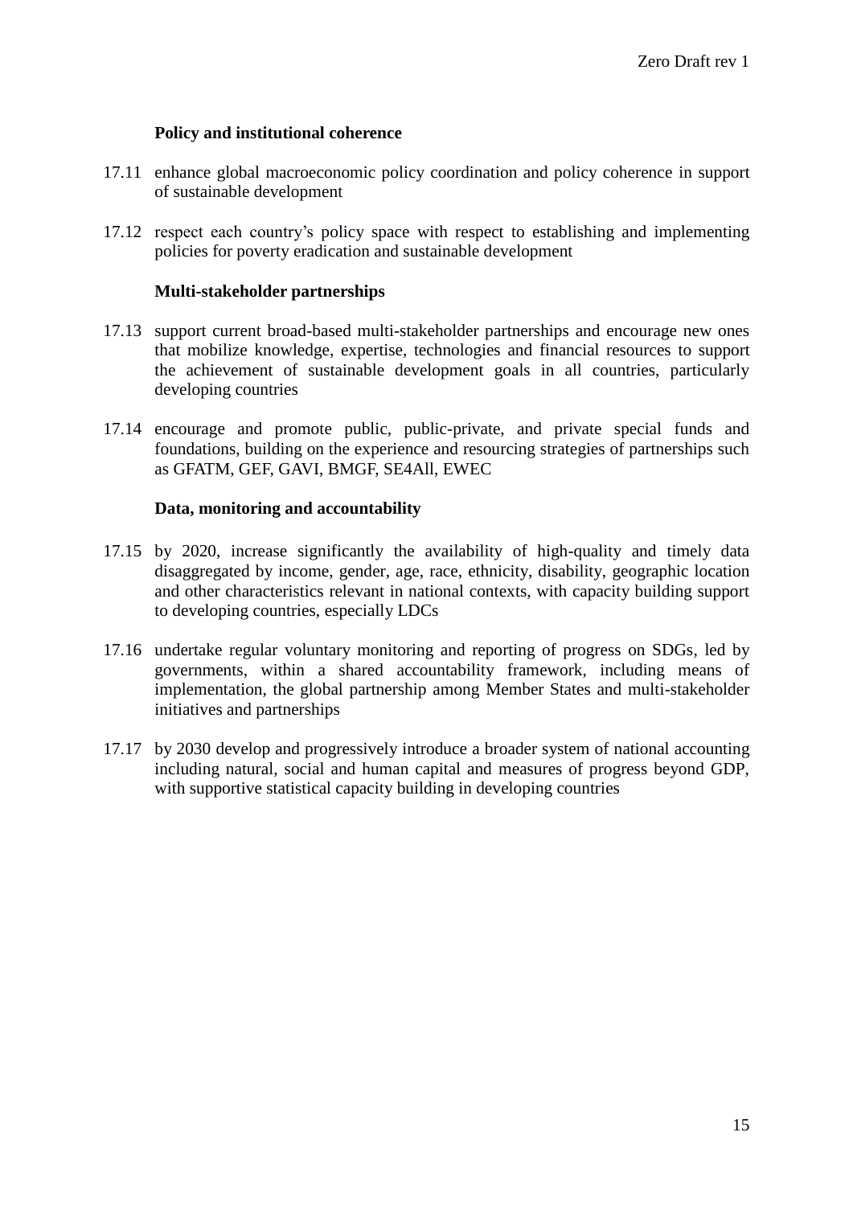**Policy and institutional coherence**

17.11 enhance global macroeconomic policy coordination and policy coherence in support of sustainable development

17.12 respect each country's policy space with respect to establishing and implementing policies for poverty eradication and sustainable development

**Multi-stakeholder partnerships**

17.13 support current broad-based multi-stakeholder partnerships and encourage new ones that mobilize knowledge, expertise, technologies and financial resources to support the achievement of sustainable development goals in all countries, particularly developing countries

17.14 encourage and promote public, public-private, and private special funds and foundations, building on the experience and resourcing strategies of partnerships such as GFATM, GEF, GAVI, BMGF, SE4All, EWEC

**Data, monitoring and accountability**

17.15 by 2020, increase significantly the availability of high-quality and timely data disaggregated by income, gender, age, race, ethnicity, disability, geographic location and other characteristics relevant in national contexts, with capacity building support to developing countries, especially LDCs

17.16 undertake regular voluntary monitoring and reporting of progress on SDGs, led by governments, within a shared accountability framework, including means of implementation, the global partnership among Member States and multi-stakeholder initiatives and partnerships

17.17 by 2030 develop and progressively introduce a broader system of national accounting including natural, social and human capital and measures of progress beyond GDP, with supportive statistical capacity building in developing countries